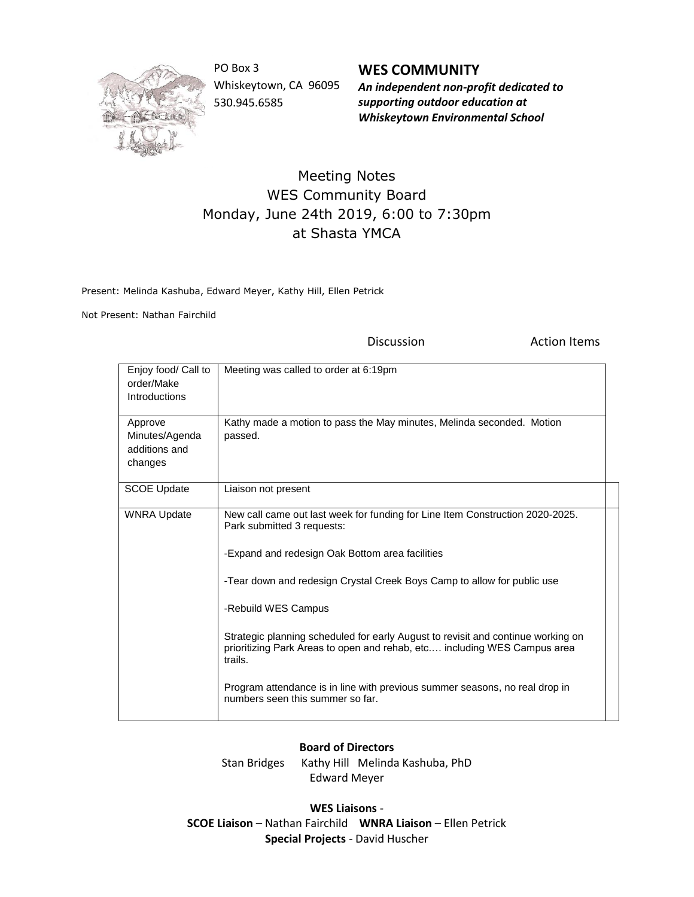PO Box 3
Whiskeytown, CA 96095
530.945.6585

**WES COMMUNITY**
***An independent non-profit dedicated to supporting outdoor education at Whiskeytown Environmental School***

# Meeting Notes
## WES Community Board
## Monday, June 24th 2019, 6:00 to 7:30pm
## at Shasta YMCA

Present: Melinda Kashuba, Edward Meyer, Kathy Hill, Ellen Petrick

Not Present: Nathan Fairchild

| | Discussion | Action Items |
|---|---|---|
| Enjoy food/ Call to order/Make Introductions | Meeting was called to order at 6:19pm | |
| Approve Minutes/Agenda additions and changes | Kathy made a motion to pass the May minutes, Melinda seconded. Motion passed. | |
| SCOE Update | Liaison not present | |
| WNRA Update | New call came out last week for funding for Line Item Construction 2020-2025. Park submitted 3 requests:<br><br>-Expand and redesign Oak Bottom area facilities<br><br>-Tear down and redesign Crystal Creek Boys Camp to allow for public use<br><br>-Rebuild WES Campus<br><br>Strategic planning scheduled for early August to revisit and continue working on prioritizing Park Areas to open and rehab, etc.… including WES Campus area trails.<br><br>Program attendance is in line with previous summer seasons, no real drop in numbers seen this summer so far. | |

**Board of Directors**
Stan Bridges Kathy Hill Melinda Kashuba, PhD
Edward Meyer

**WES Liaisons** -
**SCOE Liaison** – Nathan Fairchild **WNRA Liaison** – Ellen Petrick
**Special Projects** - David Huscher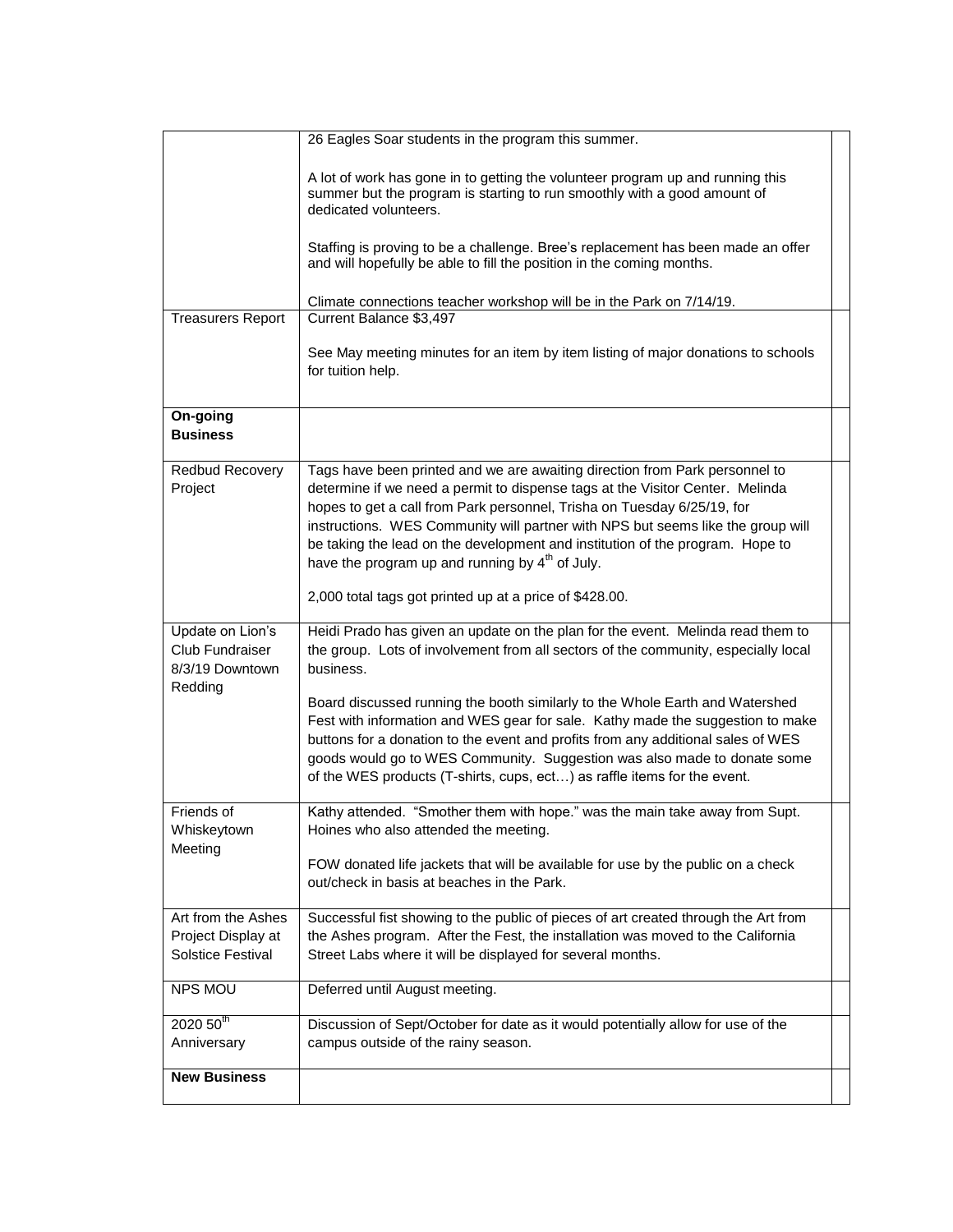| | | |
|---|---|---|
| | 26 Eagles Soar students in the program this summer.<br><br>A lot of work has gone in to getting the volunteer program up and running this summer but the program is starting to run smoothly with a good amount of dedicated volunteers.<br><br>Staffing is proving to be a challenge. Bree's replacement has been made an offer and will hopefully be able to fill the position in the coming months.<br><br>Climate connections teacher workshop will be in the Park on 7/14/19. | |
| Treasurers Report | Current Balance $3,497<br><br>See May meeting minutes for an item by item listing of major donations to schools for tuition help. | |
| **On-going Business** | | |
| Redbud Recovery Project | Tags have been printed and we are awaiting direction from Park personnel to determine if we need a permit to dispense tags at the Visitor Center. Melinda hopes to get a call from Park personnel, Trisha on Tuesday 6/25/19, for instructions. WES Community will partner with NPS but seems like the group will be taking the lead on the development and institution of the program. Hope to have the program up and running by 4th of July.<br><br>2,000 total tags got printed up at a price of $428.00. | |
| Update on Lion's Club Fundraiser 8/3/19 Downtown Redding | Heidi Prado has given an update on the plan for the event. Melinda read them to the group. Lots of involvement from all sectors of the community, especially local business.<br><br>Board discussed running the booth similarly to the Whole Earth and Watershed Fest with information and WES gear for sale. Kathy made the suggestion to make buttons for a donation to the event and profits from any additional sales of WES goods would go to WES Community. Suggestion was also made to donate some of the WES products (T-shirts, cups, ect…) as raffle items for the event. | |
| Friends of Whiskeytown Meeting | Kathy attended. "Smother them with hope." was the main take away from Supt. Hoines who also attended the meeting.<br><br>FOW donated life jackets that will be available for use by the public on a check out/check in basis at beaches in the Park. | |
| Art from the Ashes Project Display at Solstice Festival | Successful fist showing to the public of pieces of art created through the Art from the Ashes program. After the Fest, the installation was moved to the California Street Labs where it will be displayed for several months. | |
| NPS MOU | Deferred until August meeting. | |
| 2020 50th Anniversary | Discussion of Sept/October for date as it would potentially allow for use of the campus outside of the rainy season. | |
| **New Business** | | |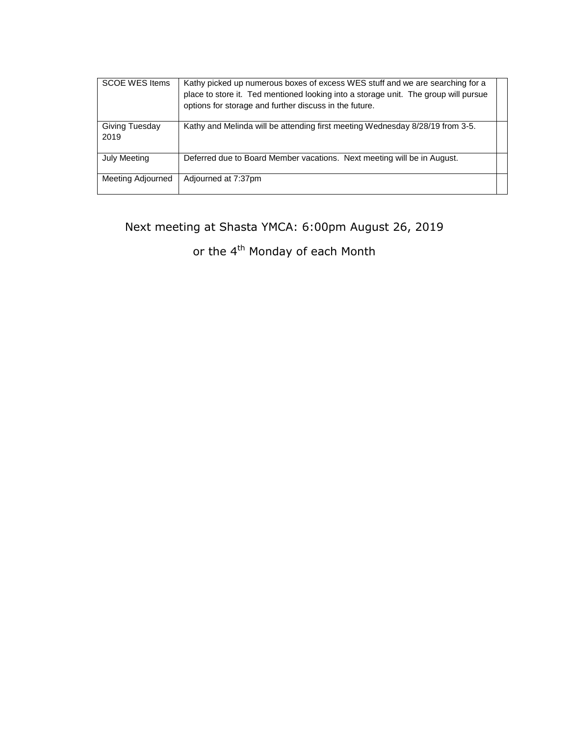| | | |
|---|---|---|
| SCOE WES Items | Kathy picked up numerous boxes of excess WES stuff and we are searching for a place to store it. Ted mentioned looking into a storage unit. The group will pursue options for storage and further discuss in the future. | |
| Giving Tuesday 2019 | Kathy and Melinda will be attending first meeting Wednesday 8/28/19 from 3-5. | |
| July Meeting | Deferred due to Board Member vacations. Next meeting will be in August. | |
| Meeting Adjourned | Adjourned at 7:37pm | |

Next meeting at Shasta YMCA: 6:00pm August 26, 2019

or the 4th Monday of each Month